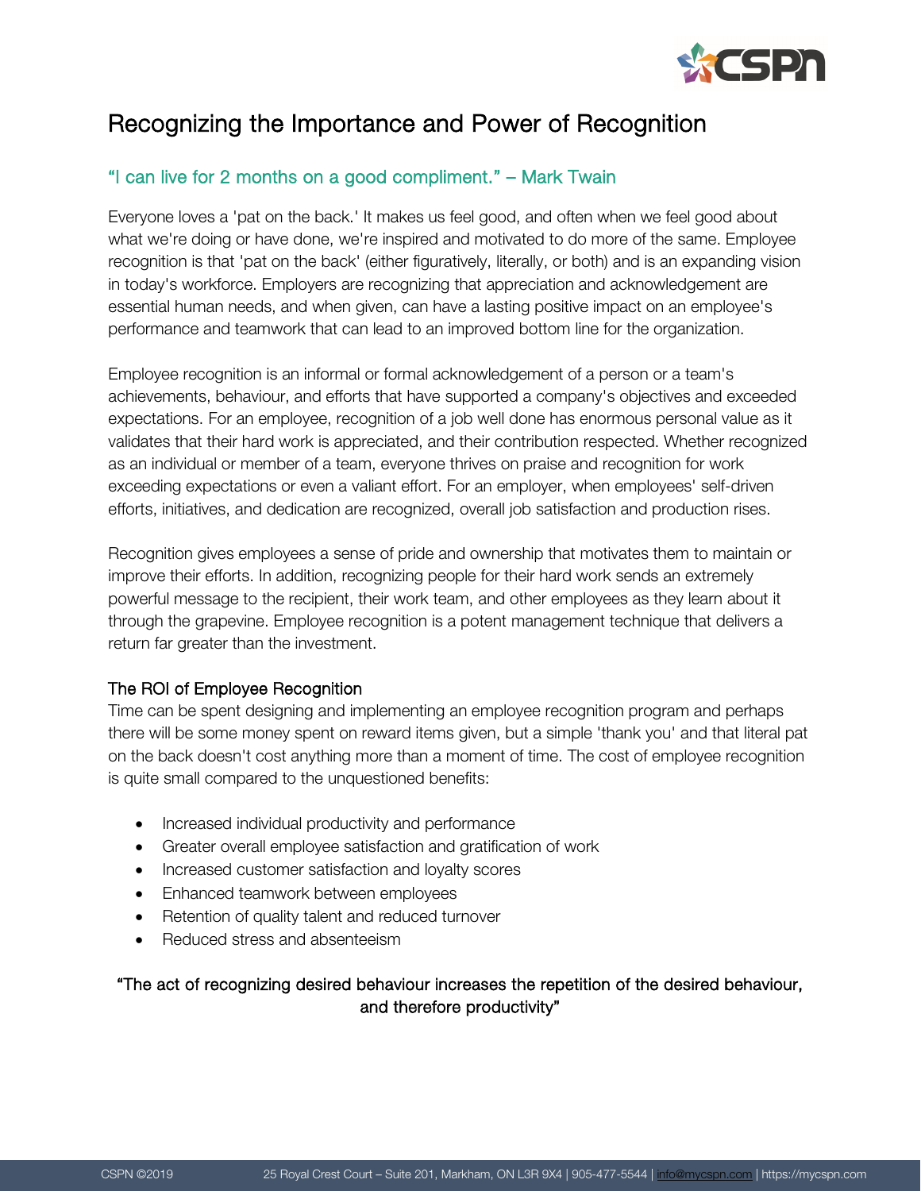# Recognizing the Importance and Power of Recognition

## "I can live for 2 months on a good compliment." – Mark Twain

Everyone loves a 'pat on the back.' It makes us feel good, and often when we feel good about what we're doing or have done, we're inspired and motivated to do more of the same. Employee recognition is that 'pat on the back' (either figuratively, literally, or both) and is an expanding vision in today's workforce. Employers are recognizing that appreciation and acknowledgement are essential human needs, and when given, can have a lasting positive impact on an employee's performance and teamwork that can lead to an improved bottom line for the organization.

Employee recognition is an informal or formal acknowledgement of a person or a team's achievements, behaviour, and efforts that have supported a company's objectives and exceeded expectations. For an employee, recognition of a job well done has enormous personal value as it validates that their hard work is appreciated, and their contribution respected. Whether recognized as an individual or member of a team, everyone thrives on praise and recognition for work exceeding expectations or even a valiant effort. For an employer, when employees' self-driven efforts, initiatives, and dedication are recognized, overall job satisfaction and production rises.

Recognition gives employees a sense of pride and ownership that motivates them to maintain or improve their efforts. In addition, recognizing people for their hard work sends an extremely powerful message to the recipient, their work team, and other employees as they learn about it through the grapevine. Employee recognition is a potent management technique that delivers a return far greater than the investment.

### The ROI of Employee Recognition

Time can be spent designing and implementing an employee recognition program and perhaps there will be some money spent on reward items given, but a simple 'thank you' and that literal pat on the back doesn't cost anything more than a moment of time. The cost of employee recognition is quite small compared to the unquestioned benefits:

- Increased individual productivity and performance
- Greater overall employee satisfaction and gratification of work
- Increased customer satisfaction and loyalty scores
- Enhanced teamwork between employees
- Retention of quality talent and reduced turnover
- Reduced stress and absenteeism

"The act of recognizing desired behaviour increases the repetition of the desired behaviour, and therefore productivity"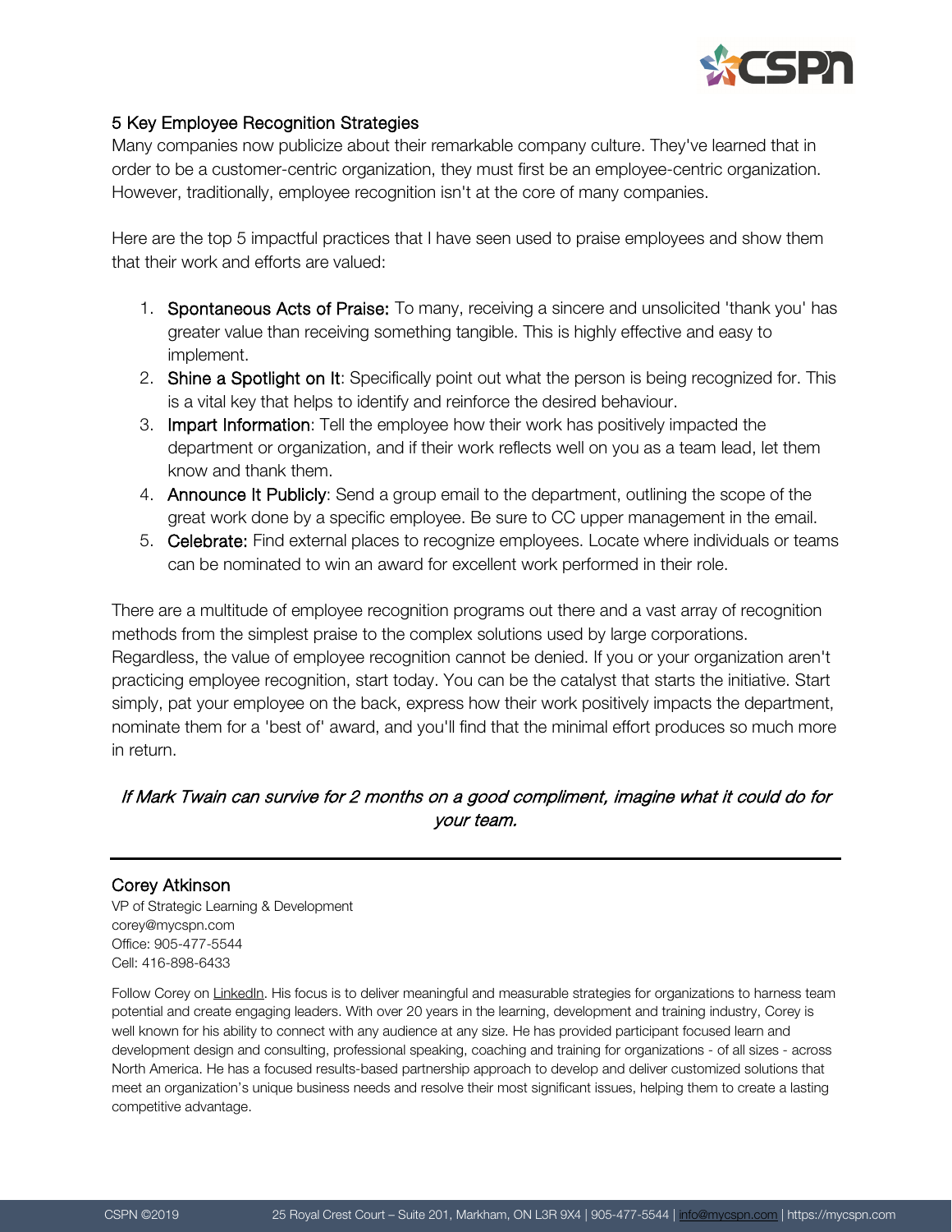## 5 Key Employee Recognition Strategies

Many companies now publicize about their remarkable company culture. They've learned that in order to be a customer-centric organization, they must first be an employee-centric organization. However, traditionally, employee recognition isn't at the core of many companies.

Here are the top 5 impactful practices that I have seen used to praise employees and show them that their work and efforts are valued:

1. **Spontaneous Acts of Praise:** To many, receiving a sincere and unsolicited 'thank you' has greater value than receiving something tangible. This is highly effective and easy to implement.
2. **Shine a Spotlight on It**: Specifically point out what the person is being recognized for. This is a vital key that helps to identify and reinforce the desired behaviour.
3. **Impart Information**: Tell the employee how their work has positively impacted the department or organization, and if their work reflects well on you as a team lead, let them know and thank them.
4. **Announce It Publicly**: Send a group email to the department, outlining the scope of the great work done by a specific employee. Be sure to CC upper management in the email.
5. **Celebrate:** Find external places to recognize employees. Locate where individuals or teams can be nominated to win an award for excellent work performed in their role.

There are a multitude of employee recognition programs out there and a vast array of recognition methods from the simplest praise to the complex solutions used by large corporations. Regardless, the value of employee recognition cannot be denied. If you or your organization aren't practicing employee recognition, start today. You can be the catalyst that starts the initiative. Start simply, pat your employee on the back, express how their work positively impacts the department, nominate them for a 'best of' award, and you'll find that the minimal effort produces so much more in return.

*If Mark Twain can survive for 2 months on a good compliment, imagine what it could do for your team.*

---

**Corey Atkinson**
VP of Strategic Learning & Development
corey@mycspn.com
Office: 905-477-5544
Cell: 416-898-6433

Follow Corey on LinkedIn. His focus is to deliver meaningful and measurable strategies for organizations to harness team potential and create engaging leaders. With over 20 years in the learning, development and training industry, Corey is well known for his ability to connect with any audience at any size. He has provided participant focused learn and development design and consulting, professional speaking, coaching and training for organizations - of all sizes - across North America. He has a focused results-based partnership approach to develop and deliver customized solutions that meet an organization's unique business needs and resolve their most significant issues, helping them to create a lasting competitive advantage.